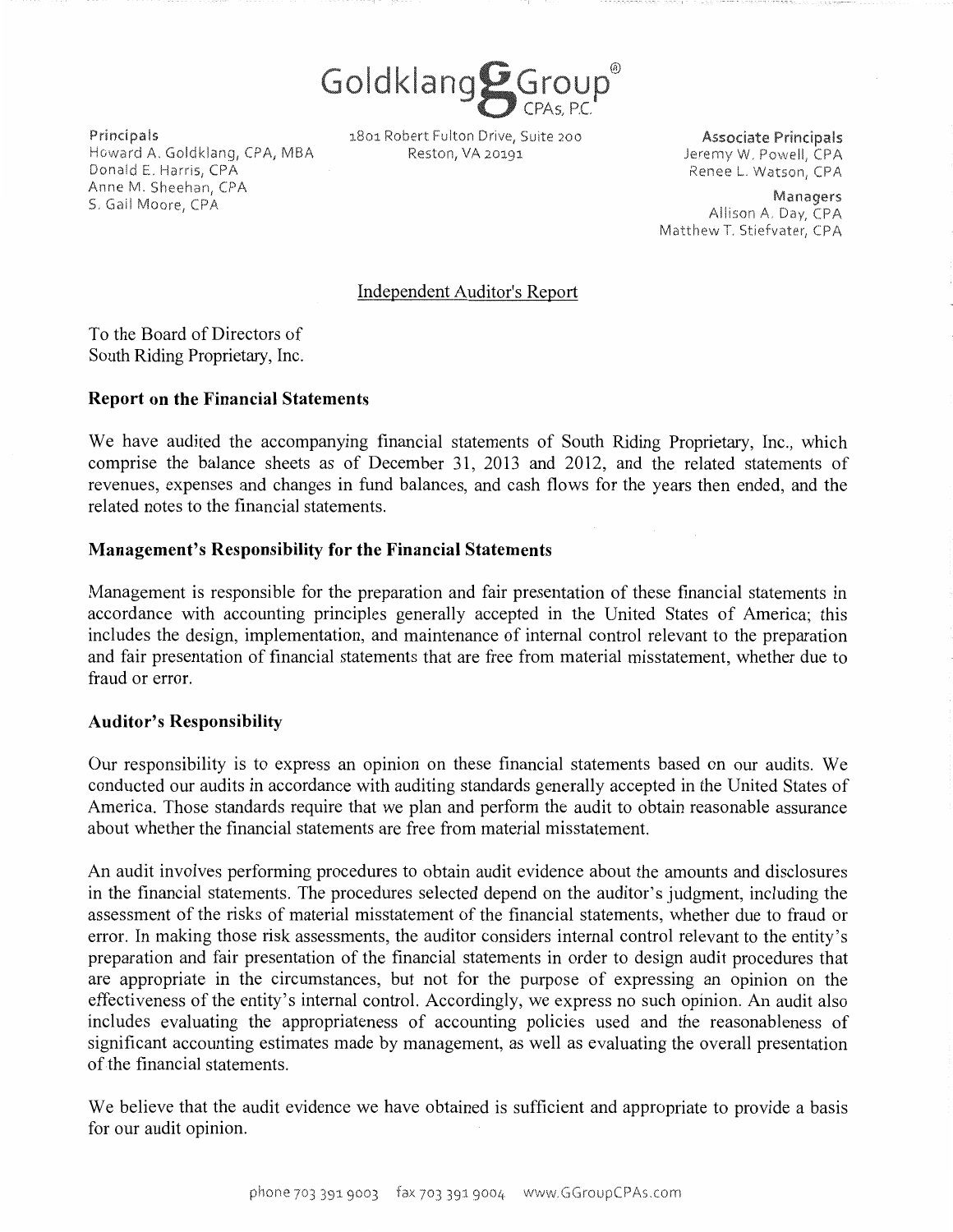Goldklang Group CPAs, P.C.®

Principals
Howard A. Goldklang, CPA, MBA
Donald E. Harris, CPA
Anne M. Sheehan, CPA
S. Gail Moore, CPA

1801 Robert Fulton Drive, Suite 200
Reston, VA 20191

Associate Principals
Jeremy W. Powell, CPA
Renee L. Watson, CPA

Managers
Allison A. Day, CPA
Matthew T. Stiefvater, CPA

## Independent Auditor's Report

To the Board of Directors of
South Riding Proprietary, Inc.

### Report on the Financial Statements

We have audited the accompanying financial statements of South Riding Proprietary, Inc., which comprise the balance sheets as of December 31, 2013 and 2012, and the related statements of revenues, expenses and changes in fund balances, and cash flows for the years then ended, and the related notes to the financial statements.

### Management's Responsibility for the Financial Statements

Management is responsible for the preparation and fair presentation of these financial statements in accordance with accounting principles generally accepted in the United States of America; this includes the design, implementation, and maintenance of internal control relevant to the preparation and fair presentation of financial statements that are free from material misstatement, whether due to fraud or error.

### Auditor's Responsibility

Our responsibility is to express an opinion on these financial statements based on our audits. We conducted our audits in accordance with auditing standards generally accepted in the United States of America. Those standards require that we plan and perform the audit to obtain reasonable assurance about whether the financial statements are free from material misstatement.

An audit involves performing procedures to obtain audit evidence about the amounts and disclosures in the financial statements. The procedures selected depend on the auditor's judgment, including the assessment of the risks of material misstatement of the financial statements, whether due to fraud or error. In making those risk assessments, the auditor considers internal control relevant to the entity's preparation and fair presentation of the financial statements in order to design audit procedures that are appropriate in the circumstances, but not for the purpose of expressing an opinion on the effectiveness of the entity's internal control. Accordingly, we express no such opinion. An audit also includes evaluating the appropriateness of accounting policies used and the reasonableness of significant accounting estimates made by management, as well as evaluating the overall presentation of the financial statements.

We believe that the audit evidence we have obtained is sufficient and appropriate to provide a basis for our audit opinion.

phone 703 391 9003 fax 703 391 9004 www.GGroupCPAs.com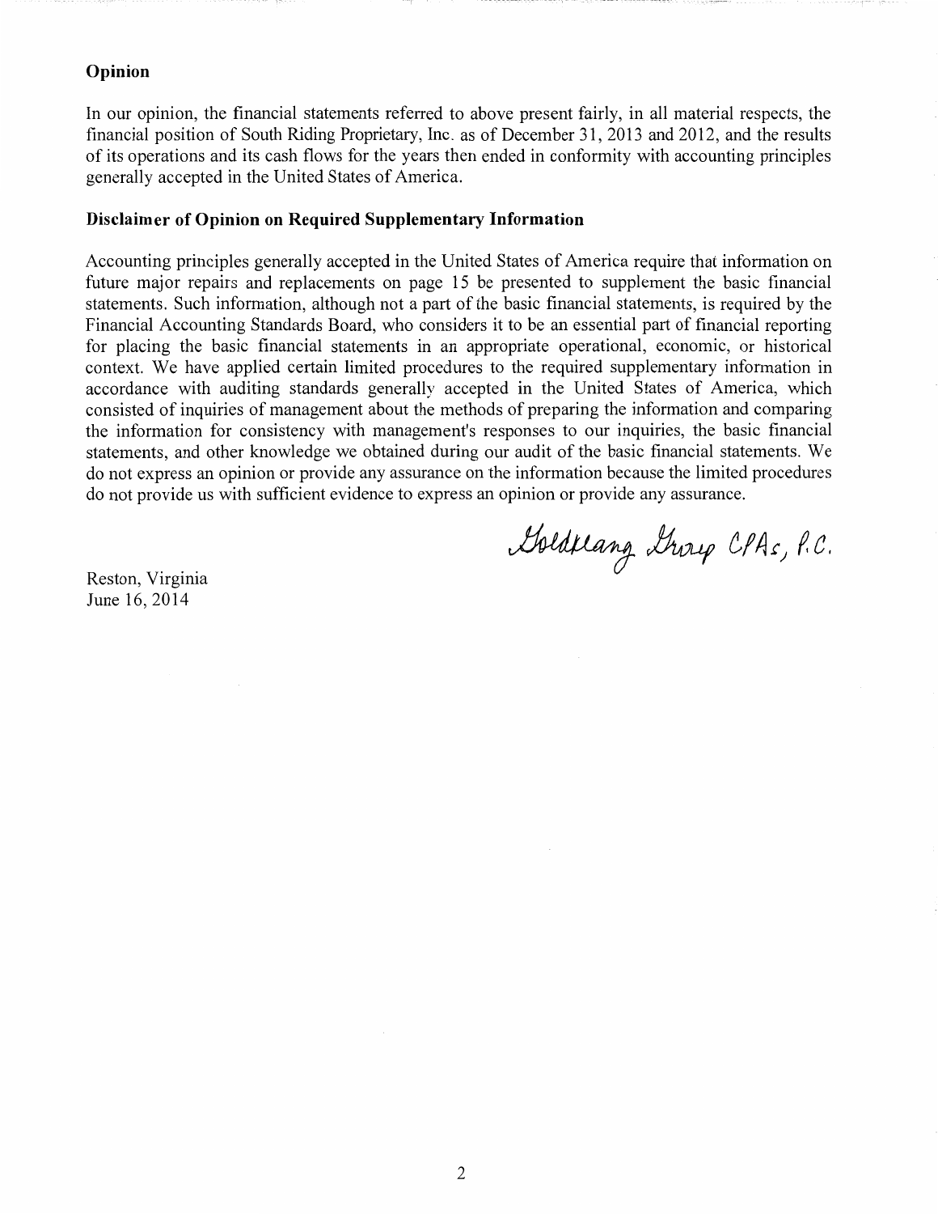## Opinion

In our opinion, the financial statements referred to above present fairly, in all material respects, the financial position of South Riding Proprietary, Inc. as of December 31, 2013 and 2012, and the results of its operations and its cash flows for the years then ended in conformity with accounting principles generally accepted in the United States of America.

## Disclaimer of Opinion on Required Supplementary Information

Accounting principles generally accepted in the United States of America require that information on future major repairs and replacements on page 15 be presented to supplement the basic financial statements. Such information, although not a part of the basic financial statements, is required by the Financial Accounting Standards Board, who considers it to be an essential part of financial reporting for placing the basic financial statements in an appropriate operational, economic, or historical context. We have applied certain limited procedures to the required supplementary information in accordance with auditing standards generally accepted in the United States of America, which consisted of inquiries of management about the methods of preparing the information and comparing the information for consistency with management's responses to our inquiries, the basic financial statements, and other knowledge we obtained during our audit of the basic financial statements. We do not express an opinion or provide any assurance on the information because the limited procedures do not provide us with sufficient evidence to express an opinion or provide any assurance.

Goldklang Group CPAs, P.C.

Reston, Virginia
June 16, 2014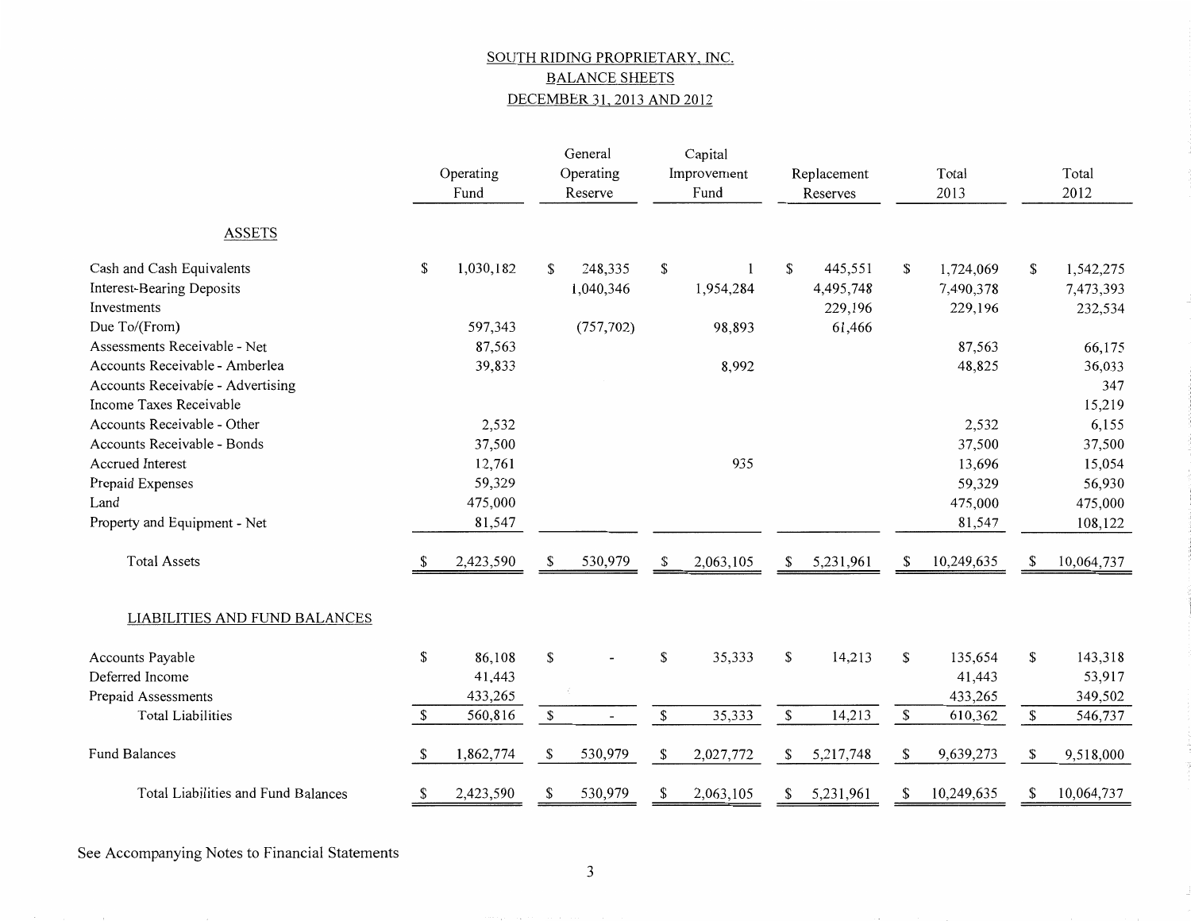# SOUTH RIDING PROPRIETARY, INC.

## BALANCE SHEETS

## DECEMBER 31, 2013 AND 2012

| | Operating Fund | General Operating Reserve | Capital Improvement Fund | Replacement Reserves | Total 2013 | Total 2012 |
|---|---|---|---|---|---|---|
| **ASSETS** | | | | | | |
| Cash and Cash Equivalents | $ 1,030,182 | $ 248,335 | $ 1 | $ 445,551 | $ 1,724,069 | $ 1,542,275 |
| Interest-Bearing Deposits | | 1,040,346 | 1,954,284 | 4,495,748 | 7,490,378 | 7,473,393 |
| Investments | | | | 229,196 | 229,196 | 232,534 |
| Due To/(From) | 597,343 | (757,702) | 98,893 | 61,466 | | |
| Assessments Receivable - Net | 87,563 | | | | 87,563 | 66,175 |
| Accounts Receivable - Amberlea | 39,833 | | 8,992 | | 48,825 | 36,033 |
| Accounts Receivable - Advertising | | | | | | 347 |
| Income Taxes Receivable | | | | | | 15,219 |
| Accounts Receivable - Other | 2,532 | | | | 2,532 | 6,155 |
| Accounts Receivable - Bonds | 37,500 | | | | 37,500 | 37,500 |
| Accrued Interest | 12,761 | | 935 | | 13,696 | 15,054 |
| Prepaid Expenses | 59,329 | | | | 59,329 | 56,930 |
| Land | 475,000 | | | | 475,000 | 475,000 |
| Property and Equipment - Net | 81,547 | | | | 81,547 | 108,122 |
| Total Assets | $ 2,423,590 | $ 530,979 | $ 2,063,105 | $ 5,231,961 | $ 10,249,635 | $ 10,064,737 |
| **LIABILITIES AND FUND BALANCES** | | | | | | |
| Accounts Payable | $ 86,108 | $ - | $ 35,333 | $ 14,213 | $ 135,654 | $ 143,318 |
| Deferred Income | 41,443 | | | | 41,443 | 53,917 |
| Prepaid Assessments | 433,265 | | | | 433,265 | 349,502 |
| Total Liabilities | $ 560,816 | $ - | $ 35,333 | $ 14,213 | $ 610,362 | $ 546,737 |
| Fund Balances | $ 1,862,774 | $ 530,979 | $ 2,027,772 | $ 5,217,748 | $ 9,639,273 | $ 9,518,000 |
| Total Liabilities and Fund Balances | $ 2,423,590 | $ 530,979 | $ 2,063,105 | $ 5,231,961 | $ 10,249,635 | $ 10,064,737 |

See Accompanying Notes to Financial Statements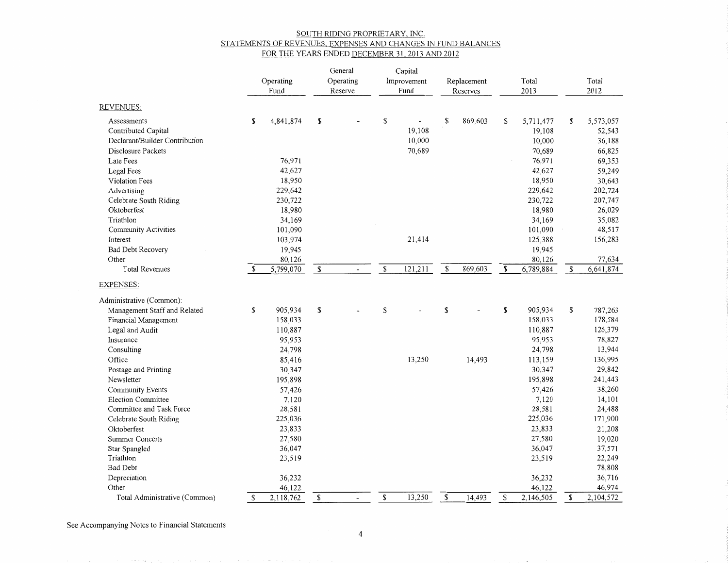# SOUTH RIDING PROPRIETARY, INC.

## STATEMENTS OF REVENUES, EXPENSES AND CHANGES IN FUND BALANCES

### FOR THE YEARS ENDED DECEMBER 31, 2013 AND 2012

| | Operating Fund | General Operating Reserve | Capital Improvement Fund | Replacement Reserves | Total 2013 | Total 2012 |
|---|---|---|---|---|---|---|
| **REVENUES:** | | | | | | |
| Assessments | $ 4,841,874 | $ - | $ - | $ 869,603 | $ 5,711,477 | $ 5,573,057 |
| Contributed Capital | | | 19,108 | | 19,108 | 52,543 |
| Declarant/Builder Contribution | | | 10,000 | | 10,000 | 36,188 |
| Disclosure Packets | | | 70,689 | | 70,689 | 66,825 |
| Late Fees | 76,971 | | | | 76,971 | 69,353 |
| Legal Fees | 42,627 | | | | 42,627 | 59,249 |
| Violation Fees | 18,950 | | | | 18,950 | 30,643 |
| Advertising | 229,642 | | | | 229,642 | 202,724 |
| Celebrate South Riding | 230,722 | | | | 230,722 | 207,747 |
| Oktoberfest | 18,980 | | | | 18,980 | 26,029 |
| Triathlon | 34,169 | | | | 34,169 | 35,082 |
| Community Activities | 101,090 | | | | 101,090 | 48,517 |
| Interest | 103,974 | | 21,414 | | 125,388 | 156,283 |
| Bad Debt Recovery | 19,945 | | | | 19,945 | |
| Other | 80,126 | | | | 80,126 | 77,634 |
| Total Revenues | $ 5,799,070 | $ - | $ 121,211 | $ 869,603 | $ 6,789,884 | $ 6,641,874 |
| **EXPENSES:** | | | | | | |
| Administrative (Common): | | | | | | |
| Management Staff and Related | $ 905,934 | $ - | $ - | $ - | $ 905,934 | $ 787,263 |
| Financial Management | 158,033 | | | | 158,033 | 178,584 |
| Legal and Audit | 110,887 | | | | 110,887 | 126,379 |
| Insurance | 95,953 | | | | 95,953 | 78,827 |
| Consulting | 24,798 | | | | 24,798 | 13,944 |
| Office | 85,416 | | 13,250 | 14,493 | 113,159 | 136,995 |
| Postage and Printing | 30,347 | | | | 30,347 | 29,842 |
| Newsletter | 195,898 | | | | 195,898 | 241,443 |
| Community Events | 57,426 | | | | 57,426 | 38,260 |
| Election Committee | 7,120 | | | | 7,120 | 14,101 |
| Committee and Task Force | 28,581 | | | | 28,581 | 24,488 |
| Celebrate South Riding | 225,036 | | | | 225,036 | 171,900 |
| Oktoberfest | 23,833 | | | | 23,833 | 21,208 |
| Summer Concerts | 27,580 | | | | 27,580 | 19,020 |
| Star Spangled | 36,047 | | | | 36,047 | 37,571 |
| Triathlon | 23,519 | | | | 23,519 | 22,249 |
| Bad Debt | | | | | | 78,808 |
| Depreciation | 36,232 | | | | 36,232 | 36,716 |
| Other | 46,122 | | | | 46,122 | 46,974 |
| Total Administrative (Common) | $ 2,118,762 | $ - | $ 13,250 | $ 14,493 | $ 2,146,505 | $ 2,104,572 |

See Accompanying Notes to Financial Statements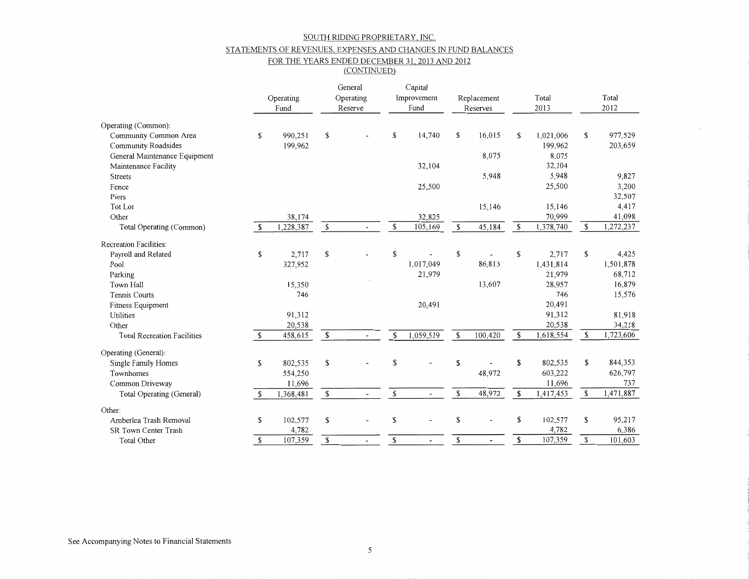SOUTH RIDING PROPRIETARY, INC.

STATEMENTS OF REVENUES, EXPENSES AND CHANGES IN FUND BALANCES

FOR THE YEARS ENDED DECEMBER 31, 2013 AND 2012

(CONTINUED)

| | Operating Fund | General Operating Reserve | Capital Improvement Fund | Replacement Reserves | Total 2013 | Total 2012 |
|---|---|---|---|---|---|---|
| Operating (Common): | | | | | | |
| Community Common Area | $ 990,251 | $ - | $ 14,740 | $ 16,015 | $ 1,021,006 | $ 977,529 |
| Community Roadsides | 199,962 | | | | 199,962 | 203,659 |
| General Maintenance Equipment | | | | 8,075 | 8,075 | |
| Maintenance Facility | | | 32,104 | | 32,104 | |
| Streets | | | | 5,948 | 5,948 | 9,827 |
| Fence | | | 25,500 | | 25,500 | 3,200 |
| Piers | | | | | | 32,507 |
| Tot Lot | | | | 15,146 | 15,146 | 4,417 |
| Other | 38,174 | | 32,825 | | 70,999 | 41,098 |
| Total Operating (Common) | $ 1,228,387 | $ - | $ 105,169 | $ 45,184 | $ 1,378,740 | $ 1,272,237 |
| Recreation Facilities: | | | | | | |
| Payroll and Related | $ 2,717 | $ - | $ - | $ - | $ 2,717 | $ 4,425 |
| Pool | 327,952 | | 1,017,049 | 86,813 | 1,431,814 | 1,501,878 |
| Parking | | | 21,979 | | 21,979 | 68,712 |
| Town Hall | 15,350 | | | 13,607 | 28,957 | 16,879 |
| Tennis Courts | 746 | | | | 746 | 15,576 |
| Fitness Equipment | | | 20,491 | | 20,491 | |
| Utilities | 91,312 | | | | 91,312 | 81,918 |
| Other | 20,538 | | | | 20,538 | 34,218 |
| Total Recreation Facilities | $ 458,615 | $ - | $ 1,059,519 | $ 100,420 | $ 1,618,554 | $ 1,723,606 |
| Operating (General): | | | | | | |
| Single Family Homes | $ 802,535 | $ - | $ - | $ - | $ 802,535 | $ 844,353 |
| Townhomes | 554,250 | | | 48,972 | 603,222 | 626,797 |
| Common Driveway | 11,696 | | | | 11,696 | 737 |
| Total Operating (General) | $ 1,368,481 | $ - | $ - | $ 48,972 | $ 1,417,453 | $ 1,471,887 |
| Other: | | | | | | |
| Amberlea Trash Removal | $ 102,577 | $ - | $ - | $ - | $ 102,577 | $ 95,217 |
| SR Town Center Trash | 4,782 | | | | 4,782 | 6,386 |
| Total Other | $ 107,359 | $ - | $ - | $ - | $ 107,359 | $ 101,603 |

See Accompanying Notes to Financial Statements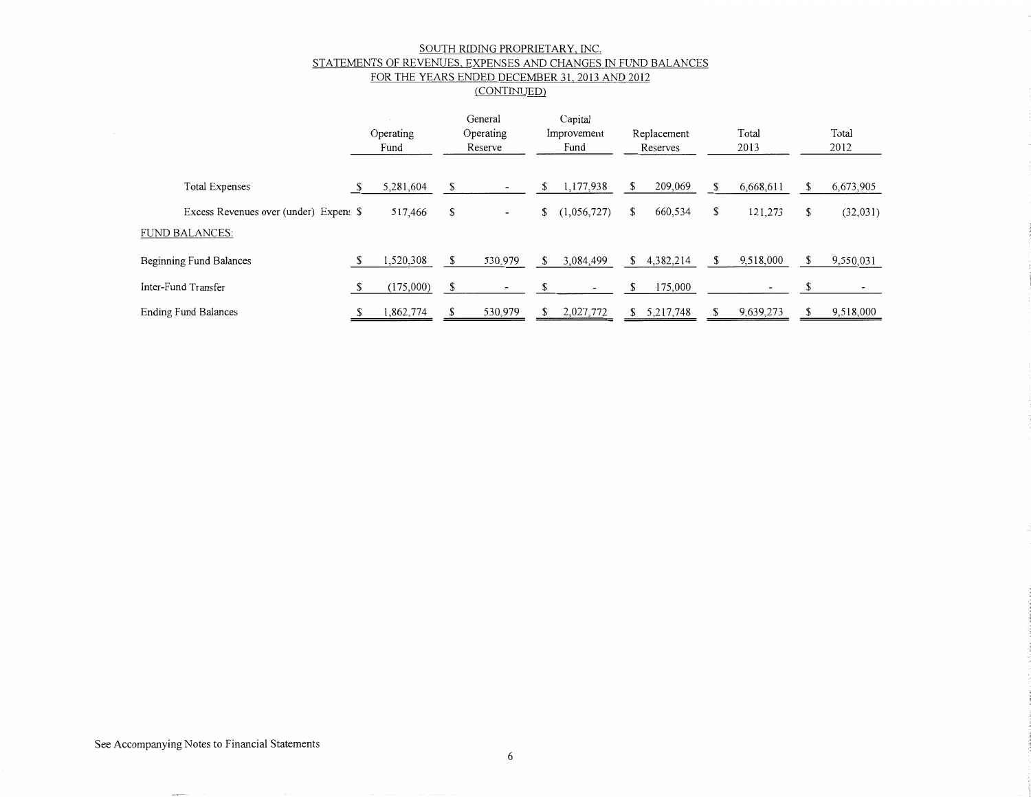SOUTH RIDING PROPRIETARY, INC.
STATEMENTS OF REVENUES, EXPENSES AND CHANGES IN FUND BALANCES
FOR THE YEARS ENDED DECEMBER 31, 2013 AND 2012
(CONTINUED)

| | Operating Fund | General Operating Reserve | Capital Improvement Fund | Replacement Reserves | Total 2013 | Total 2012 |
|---|---|---|---|---|---|---|
| Total Expenses | $ 5,281,604 | $ - | $ 1,177,938 | $ 209,069 | $ 6,668,611 | $ 6,673,905 |
| Excess Revenues over (under) Expen: | $ 517,466 | $ - | $ (1,056,727) | $ 660,534 | $ 121,273 | $ (32,031) |
| FUND BALANCES: | | | | | | |
| Beginning Fund Balances | $ 1,520,308 | $ 530,979 | $ 3,084,499 | $ 4,382,214 | $ 9,518,000 | $ 9,550,031 |
| Inter-Fund Transfer | $ (175,000) | $ - | $ - | $ 175,000 | - | $ - |
| Ending Fund Balances | $ 1,862,774 | $ 530,979 | $ 2,027,772 | $ 5,217,748 | $ 9,639,273 | $ 9,518,000 |

See Accompanying Notes to Financial Statements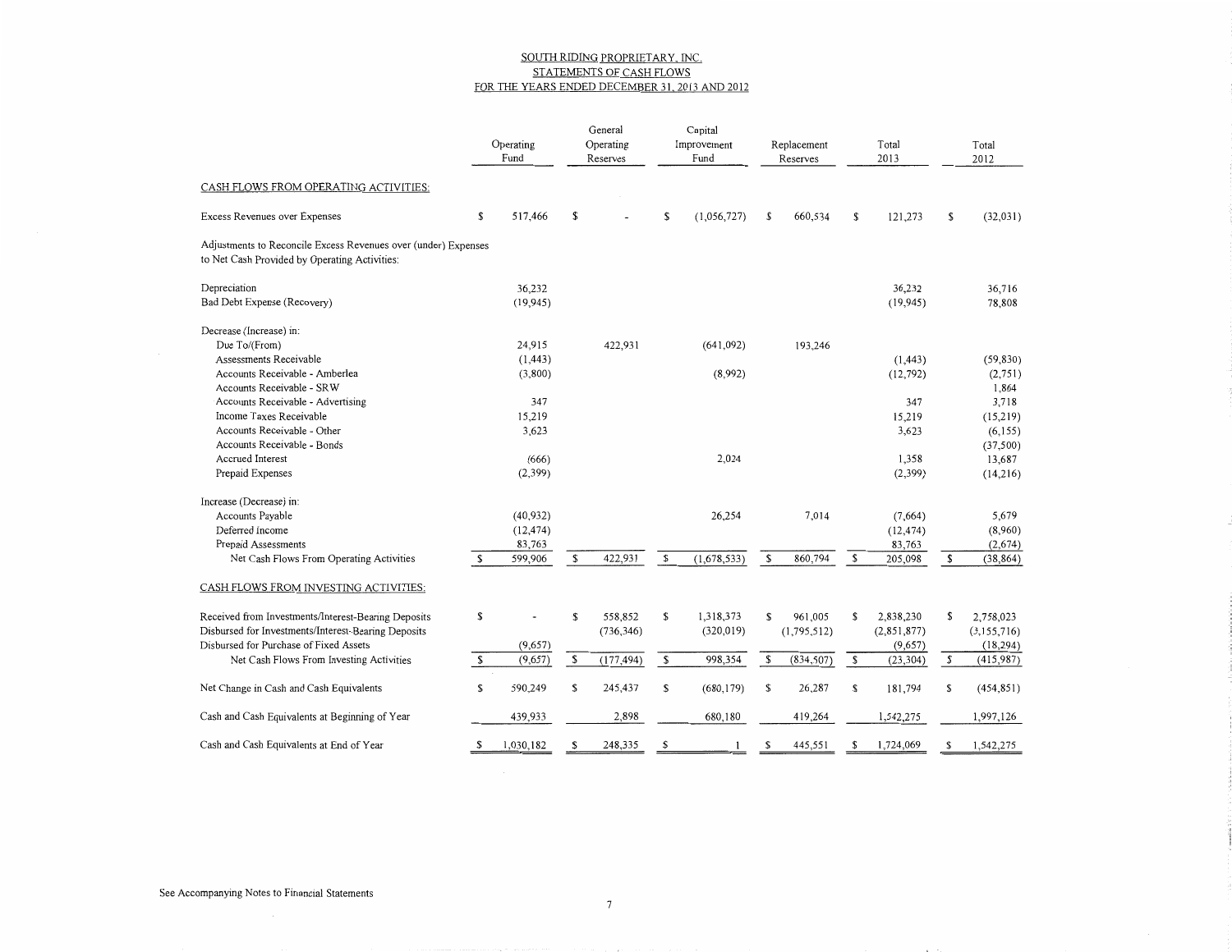SOUTH RIDING PROPRIETARY, INC.
STATEMENTS OF CASH FLOWS
FOR THE YEARS ENDED DECEMBER 31, 2013 AND 2012

| | Operating Fund | General Operating Reserves | Capital Improvement Fund | Replacement Reserves | Total 2013 | Total 2012 |
|---|---|---|---|---|---|---|
| CASH FLOWS FROM OPERATING ACTIVITIES: | | | | | | |
| Excess Revenues over Expenses | $ 517,466 | $ - | $ (1,056,727) | $ 660,534 | $ 121,273 | $ (32,031) |
| Adjustments to Reconcile Excess Revenues over (under) Expenses to Net Cash Provided by Operating Activities: | | | | | | |
| Depreciation | 36,232 | | | | 36,232 | 36,716 |
| Bad Debt Expense (Recovery) | (19,945) | | | | (19,945) | 78,808 |
| Decrease (Increase) in: | | | | | | |
| Due To/(From) | 24,915 | 422,931 | (641,092) | 193,246 | | |
| Assessments Receivable | (1,443) | | | | (1,443) | (59,830) |
| Accounts Receivable - Amberlea | (3,800) | | (8,992) | | (12,792) | (2,751) |
| Accounts Receivable - SRW | | | | | | 1,864 |
| Accounts Receivable - Advertising | 347 | | | | 347 | 3,718 |
| Income Taxes Receivable | 15,219 | | | | 15,219 | (15,219) |
| Accounts Receivable - Other | 3,623 | | | | 3,623 | (6,155) |
| Accounts Receivable - Bonds | | | | | | (37,500) |
| Accrued Interest | (666) | | 2,024 | | 1,358 | 13,687 |
| Prepaid Expenses | (2,399) | | | | (2,399) | (14,216) |
| Increase (Decrease) in: | | | | | | |
| Accounts Payable | (40,932) | | 26,254 | 7,014 | (7,664) | 5,679 |
| Deferred Income | (12,474) | | | | (12,474) | (8,960) |
| Prepaid Assessments | 83,763 | | | | 83,763 | (2,674) |
| Net Cash Flows From Operating Activities | $ 599,906 | $ 422,931 | $ (1,678,533) | $ 860,794 | $ 205,098 | $ (38,864) |
| CASH FLOWS FROM INVESTING ACTIVITIES: | | | | | | |
| Received from Investments/Interest-Bearing Deposits | $ - | $ 558,852 | $ 1,318,373 | $ 961,005 | $ 2,838,230 | $ 2,758,023 |
| Disbursed for Investments/Interest-Bearing Deposits | | (736,346) | (320,019) | (1,795,512) | (2,851,877) | (3,155,716) |
| Disbursed for Purchase of Fixed Assets | (9,657) | | | | (9,657) | (18,294) |
| Net Cash Flows From Investing Activities | $ (9,657) | $ (177,494) | $ 998,354 | $ (834,507) | $ (23,304) | $ (415,987) |
| Net Change in Cash and Cash Equivalents | $ 590,249 | $ 245,437 | $ (680,179) | $ 26,287 | $ 181,794 | $ (454,851) |
| Cash and Cash Equivalents at Beginning of Year | 439,933 | 2,898 | 680,180 | 419,264 | 1,542,275 | 1,997,126 |
| Cash and Cash Equivalents at End of Year | $ 1,030,182 | $ 248,335 | $ 1 | $ 445,551 | $ 1,724,069 | $ 1,542,275 |

See Accompanying Notes to Financial Statements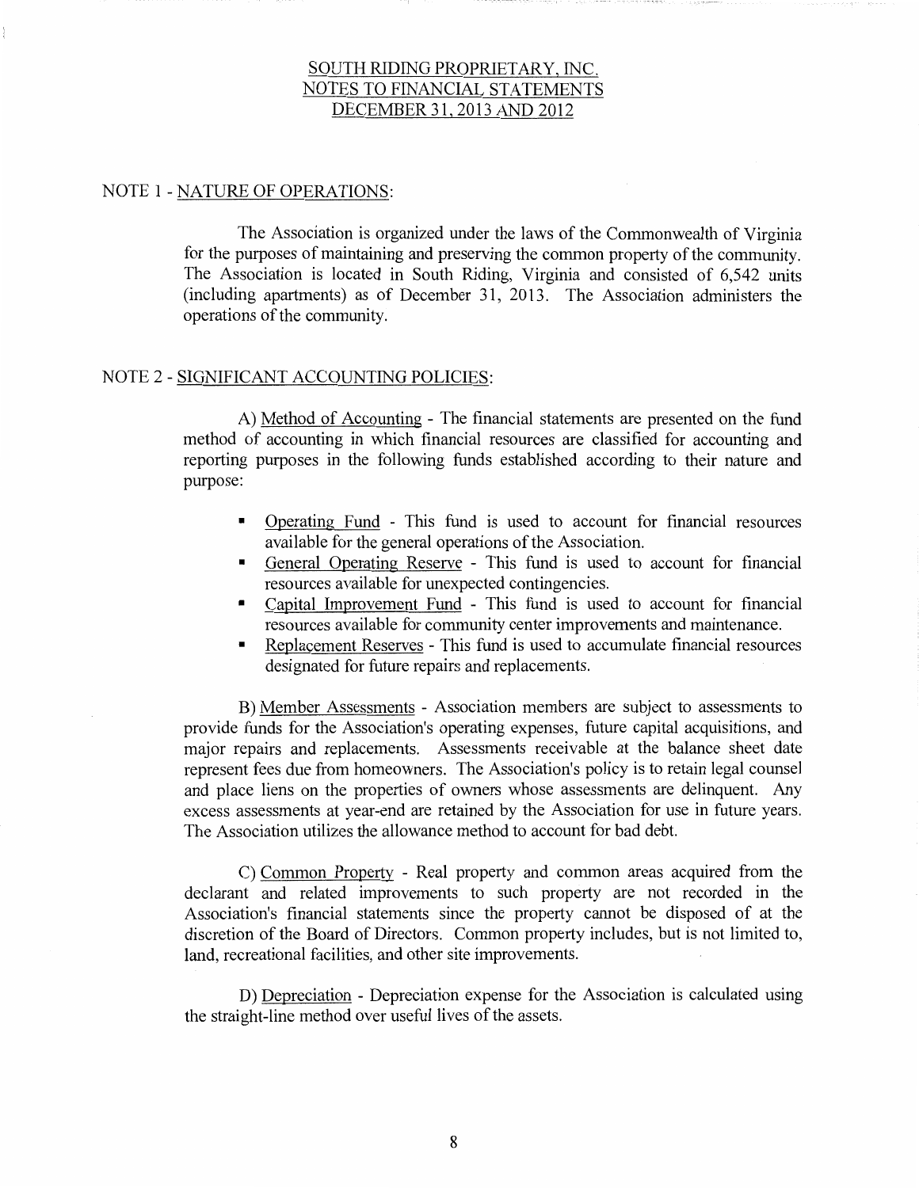# SOUTH RIDING PROPRIETARY, INC.
## NOTES TO FINANCIAL STATEMENTS
## DECEMBER 31, 2013 AND 2012

### NOTE 1 - NATURE OF OPERATIONS:

The Association is organized under the laws of the Commonwealth of Virginia for the purposes of maintaining and preserving the common property of the community. The Association is located in South Riding, Virginia and consisted of 6,542 units (including apartments) as of December 31, 2013. The Association administers the operations of the community.

### NOTE 2 - SIGNIFICANT ACCOUNTING POLICIES:

A) Method of Accounting - The financial statements are presented on the fund method of accounting in which financial resources are classified for accounting and reporting purposes in the following funds established according to their nature and purpose:

- Operating Fund - This fund is used to account for financial resources available for the general operations of the Association.
- General Operating Reserve - This fund is used to account for financial resources available for unexpected contingencies.
- Capital Improvement Fund - This fund is used to account for financial resources available for community center improvements and maintenance.
- Replacement Reserves - This fund is used to accumulate financial resources designated for future repairs and replacements.

B) Member Assessments - Association members are subject to assessments to provide funds for the Association's operating expenses, future capital acquisitions, and major repairs and replacements. Assessments receivable at the balance sheet date represent fees due from homeowners. The Association's policy is to retain legal counsel and place liens on the properties of owners whose assessments are delinquent. Any excess assessments at year-end are retained by the Association for use in future years. The Association utilizes the allowance method to account for bad debt.

C) Common Property - Real property and common areas acquired from the declarant and related improvements to such property are not recorded in the Association's financial statements since the property cannot be disposed of at the discretion of the Board of Directors. Common property includes, but is not limited to, land, recreational facilities, and other site improvements.

D) Depreciation - Depreciation expense for the Association is calculated using the straight-line method over useful lives of the assets.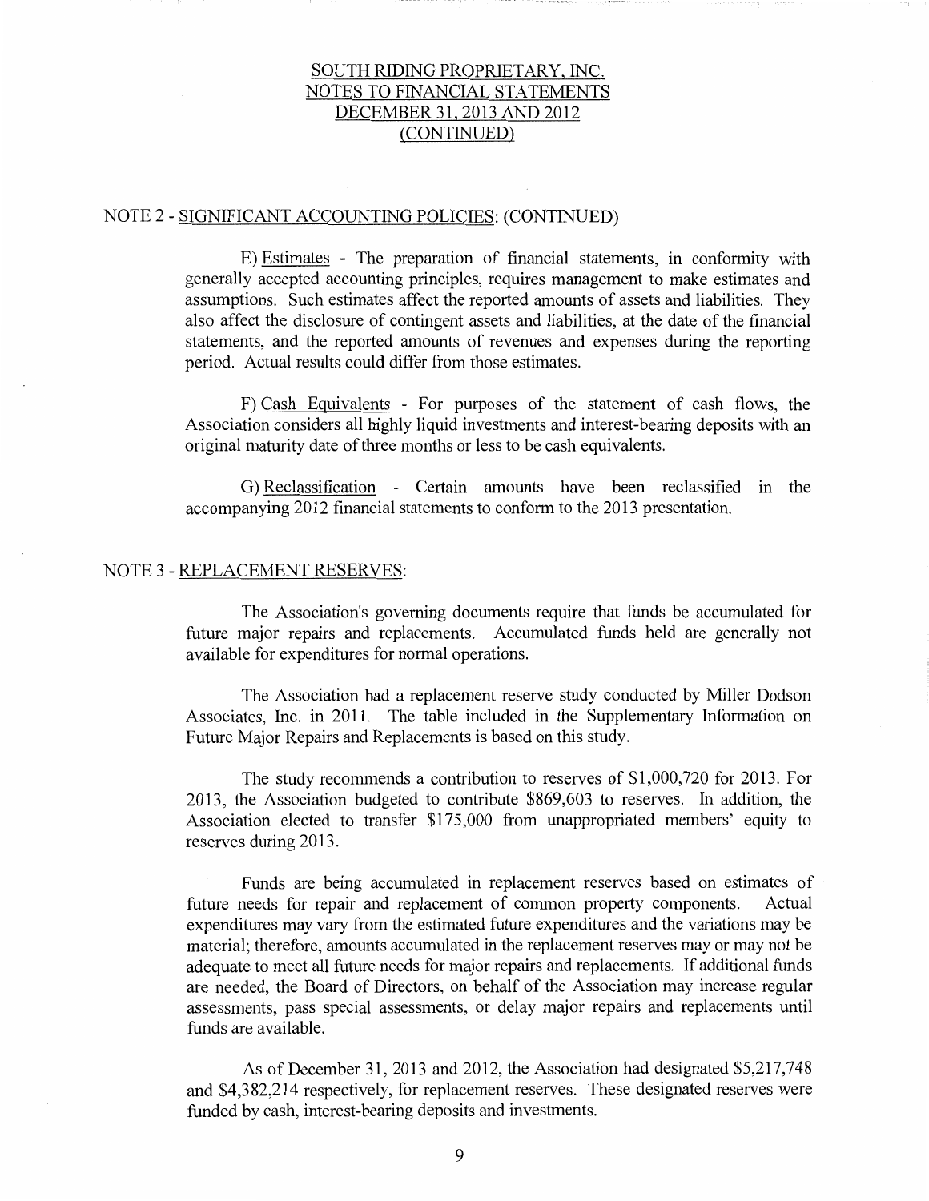# SOUTH RIDING PROPRIETARY, INC.
# NOTES TO FINANCIAL STATEMENTS
# DECEMBER 31, 2013 AND 2012
# (CONTINUED)

## NOTE 2 - SIGNIFICANT ACCOUNTING POLICIES: (CONTINUED)

E) Estimates - The preparation of financial statements, in conformity with generally accepted accounting principles, requires management to make estimates and assumptions. Such estimates affect the reported amounts of assets and liabilities. They also affect the disclosure of contingent assets and liabilities, at the date of the financial statements, and the reported amounts of revenues and expenses during the reporting period. Actual results could differ from those estimates.

F) Cash Equivalents - For purposes of the statement of cash flows, the Association considers all highly liquid investments and interest-bearing deposits with an original maturity date of three months or less to be cash equivalents.

G) Reclassification - Certain amounts have been reclassified in the accompanying 2012 financial statements to conform to the 2013 presentation.

## NOTE 3 - REPLACEMENT RESERVES:

The Association's governing documents require that funds be accumulated for future major repairs and replacements. Accumulated funds held are generally not available for expenditures for normal operations.

The Association had a replacement reserve study conducted by Miller Dodson Associates, Inc. in 2011. The table included in the Supplementary Information on Future Major Repairs and Replacements is based on this study.

The study recommends a contribution to reserves of $1,000,720 for 2013. For 2013, the Association budgeted to contribute $869,603 to reserves. In addition, the Association elected to transfer $175,000 from unappropriated members' equity to reserves during 2013.

Funds are being accumulated in replacement reserves based on estimates of future needs for repair and replacement of common property components. Actual expenditures may vary from the estimated future expenditures and the variations may be material; therefore, amounts accumulated in the replacement reserves may or may not be adequate to meet all future needs for major repairs and replacements. If additional funds are needed, the Board of Directors, on behalf of the Association may increase regular assessments, pass special assessments, or delay major repairs and replacements until funds are available.

As of December 31, 2013 and 2012, the Association had designated $5,217,748 and $4,382,214 respectively, for replacement reserves. These designated reserves were funded by cash, interest-bearing deposits and investments.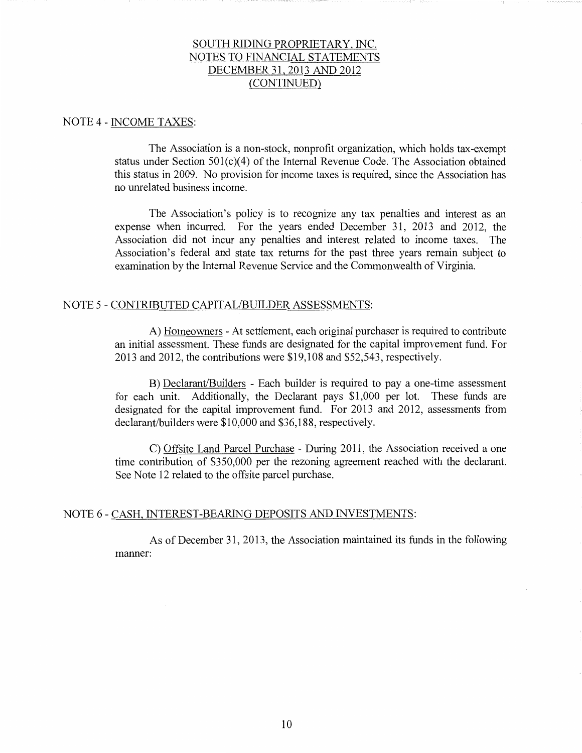# SOUTH RIDING PROPRIETARY, INC.
## NOTES TO FINANCIAL STATEMENTS
## DECEMBER 31, 2013 AND 2012
## (CONTINUED)

### NOTE 4 - INCOME TAXES:

The Association is a non-stock, nonprofit organization, which holds tax-exempt status under Section 501(c)(4) of the Internal Revenue Code. The Association obtained this status in 2009. No provision for income taxes is required, since the Association has no unrelated business income.

The Association's policy is to recognize any tax penalties and interest as an expense when incurred. For the years ended December 31, 2013 and 2012, the Association did not incur any penalties and interest related to income taxes. The Association's federal and state tax returns for the past three years remain subject to examination by the Internal Revenue Service and the Commonwealth of Virginia.

### NOTE 5 - CONTRIBUTED CAPITAL/BUILDER ASSESSMENTS:

A) Homeowners - At settlement, each original purchaser is required to contribute an initial assessment. These funds are designated for the capital improvement fund. For 2013 and 2012, the contributions were $19,108 and $52,543, respectively.

B) Declarant/Builders - Each builder is required to pay a one-time assessment for each unit. Additionally, the Declarant pays $1,000 per lot. These funds are designated for the capital improvement fund. For 2013 and 2012, assessments from declarant/builders were $10,000 and $36,188, respectively.

C) Offsite Land Parcel Purchase - During 2011, the Association received a one time contribution of $350,000 per the rezoning agreement reached with the declarant. See Note 12 related to the offsite parcel purchase.

### NOTE 6 - CASH, INTEREST-BEARING DEPOSITS AND INVESTMENTS:

As of December 31, 2013, the Association maintained its funds in the following manner: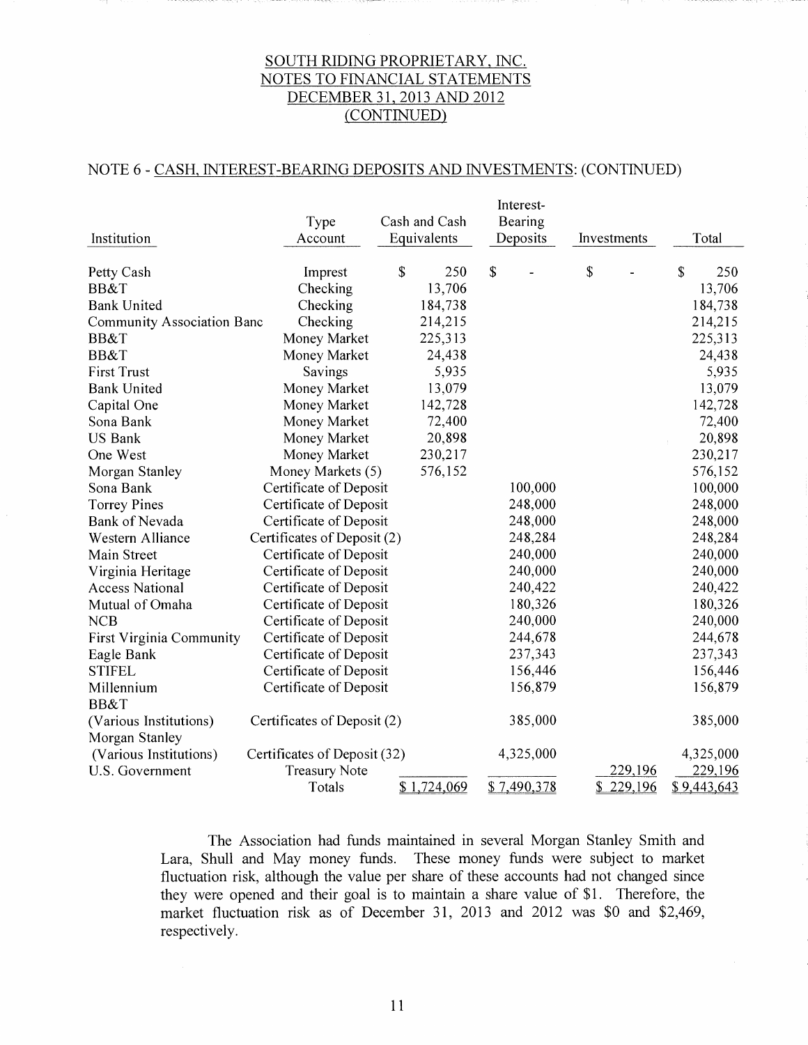# SOUTH RIDING PROPRIETARY, INC.
## NOTES TO FINANCIAL STATEMENTS
## DECEMBER 31, 2013 AND 2012
## (CONTINUED)

### NOTE 6 - CASH, INTEREST-BEARING DEPOSITS AND INVESTMENTS: (CONTINUED)

| Institution | Type Account | Cash and Cash Equivalents | Interest-Bearing Deposits | Investments | Total |
|---|---|---|---|---|---|
| Petty Cash | Imprest | $ 250 | $ - | $ - | $ 250 |
| BB&T | Checking | 13,706 | | | 13,706 |
| Bank United | Checking | 184,738 | | | 184,738 |
| Community Association Banc | Checking | 214,215 | | | 214,215 |
| BB&T | Money Market | 225,313 | | | 225,313 |
| BB&T | Money Market | 24,438 | | | 24,438 |
| First Trust | Savings | 5,935 | | | 5,935 |
| Bank United | Money Market | 13,079 | | | 13,079 |
| Capital One | Money Market | 142,728 | | | 142,728 |
| Sona Bank | Money Market | 72,400 | | | 72,400 |
| US Bank | Money Market | 20,898 | | | 20,898 |
| One West | Money Market | 230,217 | | | 230,217 |
| Morgan Stanley | Money Markets (5) | 576,152 | | | 576,152 |
| Sona Bank | Certificate of Deposit | | 100,000 | | 100,000 |
| Torrey Pines | Certificate of Deposit | | 248,000 | | 248,000 |
| Bank of Nevada | Certificate of Deposit | | 248,000 | | 248,000 |
| Western Alliance | Certificates of Deposit (2) | | 248,284 | | 248,284 |
| Main Street | Certificate of Deposit | | 240,000 | | 240,000 |
| Virginia Heritage | Certificate of Deposit | | 240,000 | | 240,000 |
| Access National | Certificate of Deposit | | 240,422 | | 240,422 |
| Mutual of Omaha | Certificate of Deposit | | 180,326 | | 180,326 |
| NCB | Certificate of Deposit | | 240,000 | | 240,000 |
| First Virginia Community | Certificate of Deposit | | 244,678 | | 244,678 |
| Eagle Bank | Certificate of Deposit | | 237,343 | | 237,343 |
| STIFEL | Certificate of Deposit | | 156,446 | | 156,446 |
| Millennium | Certificate of Deposit | | 156,879 | | 156,879 |
| BB&T (Various Institutions) | Certificates of Deposit (2) | | 385,000 | | 385,000 |
| Morgan Stanley (Various Institutions) | Certificates of Deposit (32) | | 4,325,000 | | 4,325,000 |
| U.S. Government | Treasury Note | | | 229,196 | 229,196 |
| | Totals | $ 1,724,069 | $ 7,490,378 | $ 229,196 | $ 9,443,643 |

The Association had funds maintained in several Morgan Stanley Smith and Lara, Shull and May money funds. These money funds were subject to market fluctuation risk, although the value per share of these accounts had not changed since they were opened and their goal is to maintain a share value of $1. Therefore, the market fluctuation risk as of December 31, 2013 and 2012 was $0 and $2,469, respectively.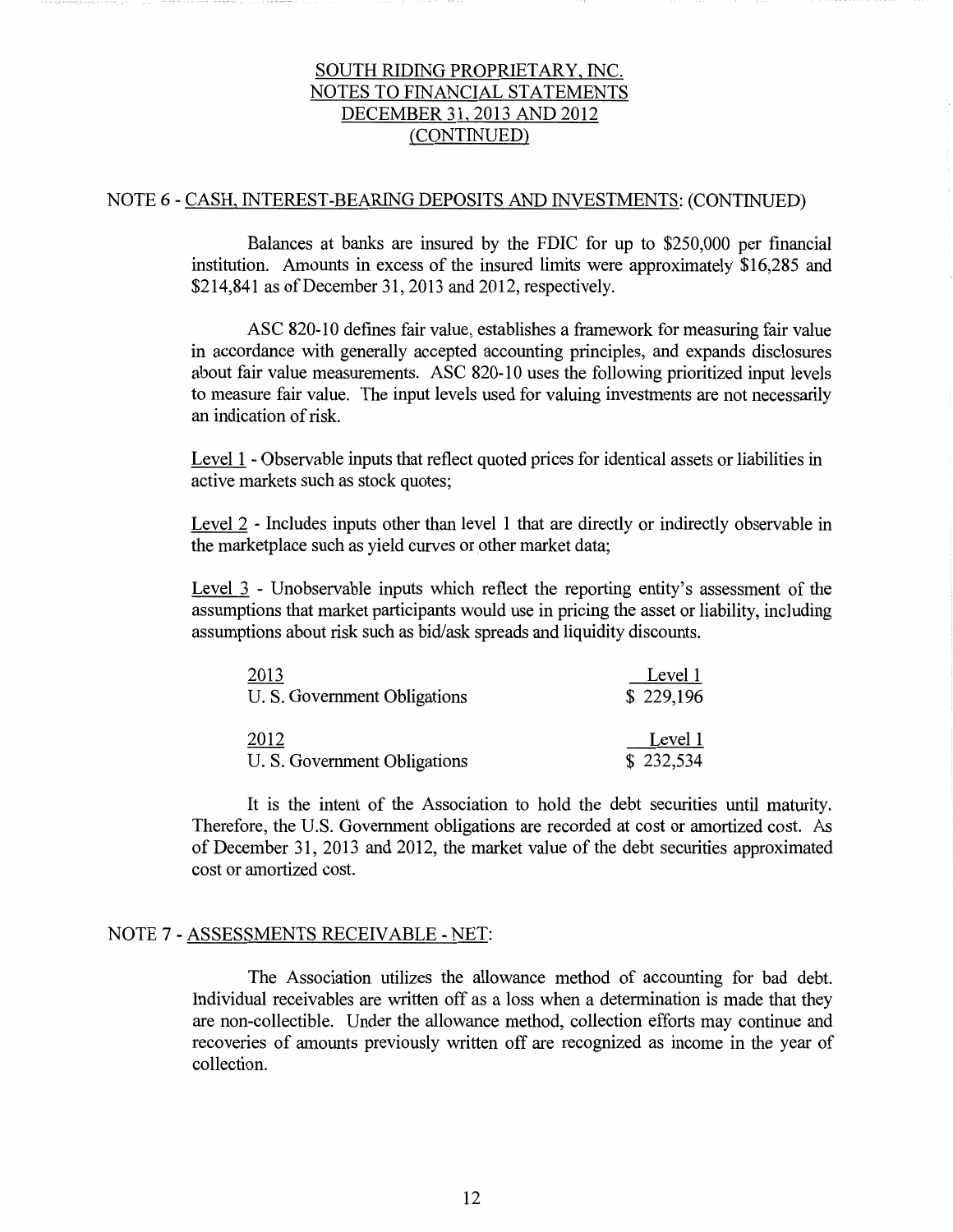# SOUTH RIDING PROPRIETARY, INC.
## NOTES TO FINANCIAL STATEMENTS
## DECEMBER 31, 2013 AND 2012
## (CONTINUED)

### NOTE 6 - CASH, INTEREST-BEARING DEPOSITS AND INVESTMENTS: (CONTINUED)

Balances at banks are insured by the FDIC for up to $250,000 per financial institution. Amounts in excess of the insured limits were approximately $16,285 and $214,841 as of December 31, 2013 and 2012, respectively.

ASC 820-10 defines fair value, establishes a framework for measuring fair value in accordance with generally accepted accounting principles, and expands disclosures about fair value measurements. ASC 820-10 uses the following prioritized input levels to measure fair value. The input levels used for valuing investments are not necessarily an indication of risk.

Level 1 - Observable inputs that reflect quoted prices for identical assets or liabilities in active markets such as stock quotes;

Level 2 - Includes inputs other than level 1 that are directly or indirectly observable in the marketplace such as yield curves or other market data;

Level 3 - Unobservable inputs which reflect the reporting entity's assessment of the assumptions that market participants would use in pricing the asset or liability, including assumptions about risk such as bid/ask spreads and liquidity discounts.

| 2013 | Level 1 |
|---|---|
| U. S. Government Obligations | $ 229,196 |
| **2012** | **Level 1** |
| U. S. Government Obligations | $ 232,534 |

It is the intent of the Association to hold the debt securities until maturity. Therefore, the U.S. Government obligations are recorded at cost or amortized cost. As of December 31, 2013 and 2012, the market value of the debt securities approximated cost or amortized cost.

### NOTE 7 - ASSESSMENTS RECEIVABLE - NET:

The Association utilizes the allowance method of accounting for bad debt. Individual receivables are written off as a loss when a determination is made that they are non-collectible. Under the allowance method, collection efforts may continue and recoveries of amounts previously written off are recognized as income in the year of collection.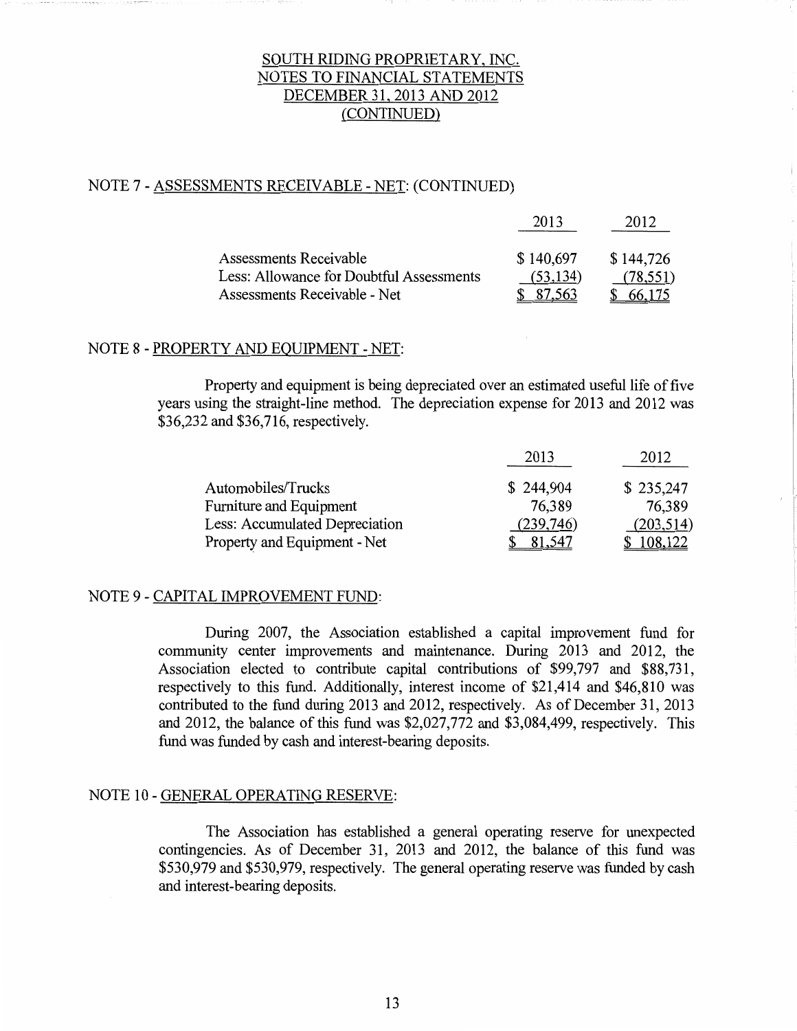# SOUTH RIDING PROPRIETARY, INC.
## NOTES TO FINANCIAL STATEMENTS
## DECEMBER 31, 2013 AND 2012
## (CONTINUED)

### NOTE 7 - ASSESSMENTS RECEIVABLE - NET: (CONTINUED)

| | 2013 | 2012 |
|---|---|---|
| Assessments Receivable | $ 140,697 | $ 144,726 |
| Less: Allowance for Doubtful Assessments | (53,134) | (78,551) |
| Assessments Receivable - Net | $ 87,563 | $ 66,175 |

### NOTE 8 - PROPERTY AND EQUIPMENT - NET:

Property and equipment is being depreciated over an estimated useful life of five years using the straight-line method. The depreciation expense for 2013 and 2012 was $36,232 and $36,716, respectively.

| | 2013 | 2012 |
|---|---|---|
| Automobiles/Trucks | $ 244,904 | $ 235,247 |
| Furniture and Equipment | 76,389 | 76,389 |
| Less: Accumulated Depreciation | (239,746) | (203,514) |
| Property and Equipment - Net | $ 81,547 | $ 108,122 |

### NOTE 9 - CAPITAL IMPROVEMENT FUND:

During 2007, the Association established a capital improvement fund for community center improvements and maintenance. During 2013 and 2012, the Association elected to contribute capital contributions of $99,797 and $88,731, respectively to this fund. Additionally, interest income of $21,414 and $46,810 was contributed to the fund during 2013 and 2012, respectively. As of December 31, 2013 and 2012, the balance of this fund was $2,027,772 and $3,084,499, respectively. This fund was funded by cash and interest-bearing deposits.

### NOTE 10 - GENERAL OPERATING RESERVE:

The Association has established a general operating reserve for unexpected contingencies. As of December 31, 2013 and 2012, the balance of this fund was $530,979 and $530,979, respectively. The general operating reserve was funded by cash and interest-bearing deposits.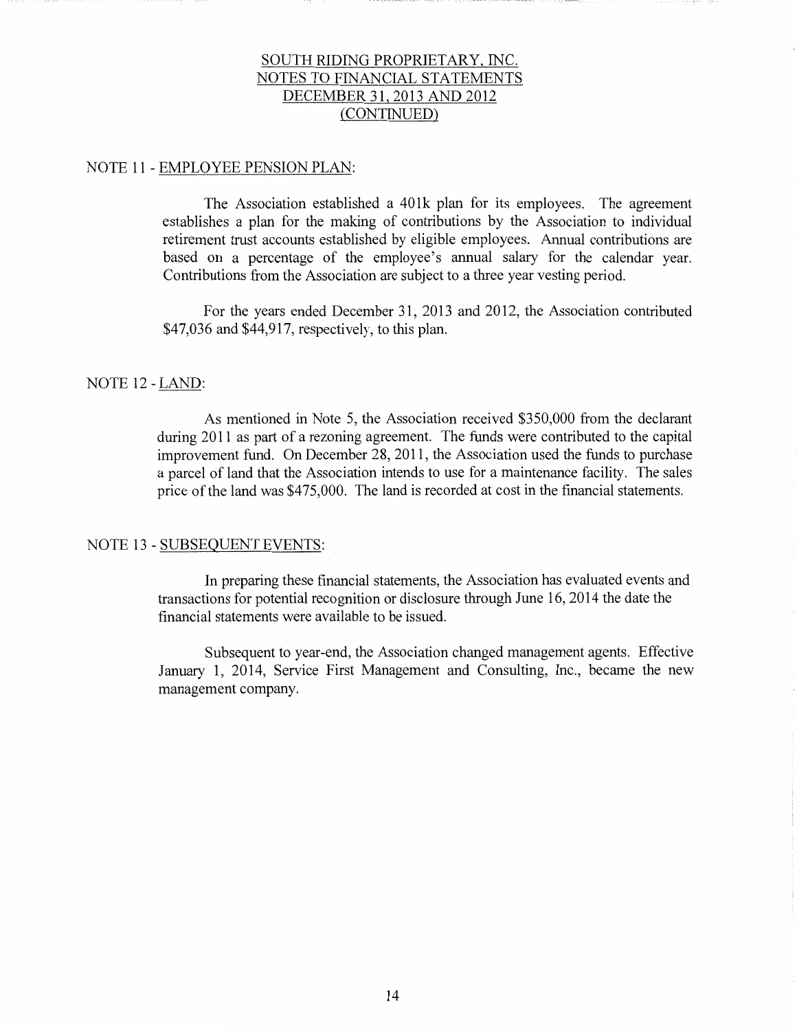# SOUTH RIDING PROPRIETARY, INC.
## NOTES TO FINANCIAL STATEMENTS
## DECEMBER 31, 2013 AND 2012
## (CONTINUED)

### NOTE 11 - EMPLOYEE PENSION PLAN:

The Association established a 401k plan for its employees. The agreement establishes a plan for the making of contributions by the Association to individual retirement trust accounts established by eligible employees. Annual contributions are based on a percentage of the employee's annual salary for the calendar year. Contributions from the Association are subject to a three year vesting period.

For the years ended December 31, 2013 and 2012, the Association contributed $47,036 and $44,917, respectively, to this plan.

### NOTE 12 - LAND:

As mentioned in Note 5, the Association received $350,000 from the declarant during 2011 as part of a rezoning agreement. The funds were contributed to the capital improvement fund. On December 28, 2011, the Association used the funds to purchase a parcel of land that the Association intends to use for a maintenance facility. The sales price of the land was $475,000. The land is recorded at cost in the financial statements.

### NOTE 13 - SUBSEQUENT EVENTS:

In preparing these financial statements, the Association has evaluated events and transactions for potential recognition or disclosure through June 16, 2014 the date the financial statements were available to be issued.

Subsequent to year-end, the Association changed management agents. Effective January 1, 2014, Service First Management and Consulting, Inc., became the new management company.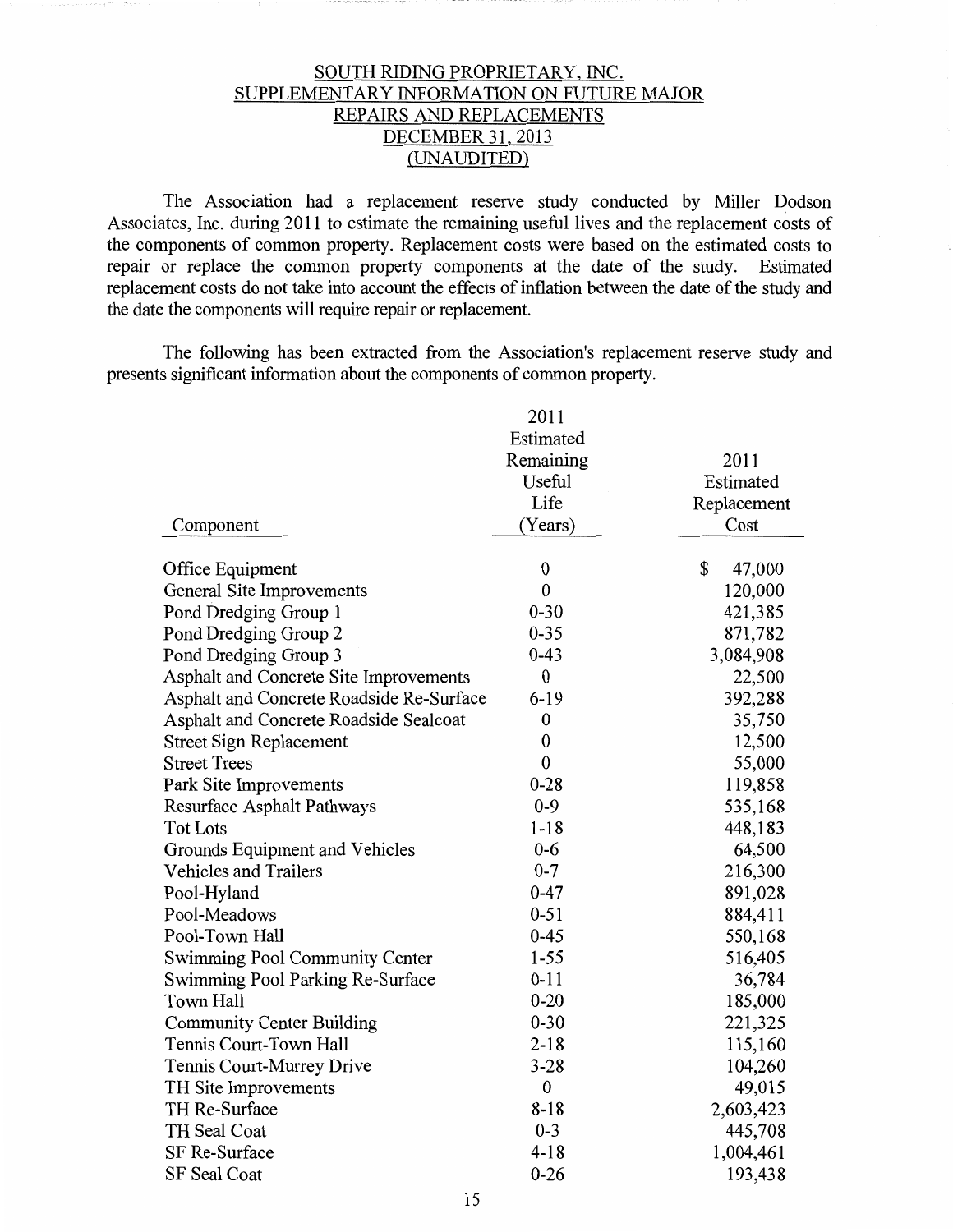# SOUTH RIDING PROPRIETARY, INC.
## SUPPLEMENTARY INFORMATION ON FUTURE MAJOR REPAIRS AND REPLACEMENTS
## DECEMBER 31, 2013
## (UNAUDITED)

The Association had a replacement reserve study conducted by Miller Dodson Associates, Inc. during 2011 to estimate the remaining useful lives and the replacement costs of the components of common property. Replacement costs were based on the estimated costs to repair or replace the common property components at the date of the study. Estimated replacement costs do not take into account the effects of inflation between the date of the study and the date the components will require repair or replacement.

The following has been extracted from the Association's replacement reserve study and presents significant information about the components of common property.

| Component | 2011 Estimated Remaining Useful Life (Years) | 2011 Estimated Replacement Cost |
|---|---|---|
| Office Equipment | 0 | $ 47,000 |
| General Site Improvements | 0 | 120,000 |
| Pond Dredging Group 1 | 0-30 | 421,385 |
| Pond Dredging Group 2 | 0-35 | 871,782 |
| Pond Dredging Group 3 | 0-43 | 3,084,908 |
| Asphalt and Concrete Site Improvements | 0 | 22,500 |
| Asphalt and Concrete Roadside Re-Surface | 6-19 | 392,288 |
| Asphalt and Concrete Roadside Sealcoat | 0 | 35,750 |
| Street Sign Replacement | 0 | 12,500 |
| Street Trees | 0 | 55,000 |
| Park Site Improvements | 0-28 | 119,858 |
| Resurface Asphalt Pathways | 0-9 | 535,168 |
| Tot Lots | 1-18 | 448,183 |
| Grounds Equipment and Vehicles | 0-6 | 64,500 |
| Vehicles and Trailers | 0-7 | 216,300 |
| Pool-Hyland | 0-47 | 891,028 |
| Pool-Meadows | 0-51 | 884,411 |
| Pool-Town Hall | 0-45 | 550,168 |
| Swimming Pool Community Center | 1-55 | 516,405 |
| Swimming Pool Parking Re-Surface | 0-11 | 36,784 |
| Town Hall | 0-20 | 185,000 |
| Community Center Building | 0-30 | 221,325 |
| Tennis Court-Town Hall | 2-18 | 115,160 |
| Tennis Court-Murrey Drive | 3-28 | 104,260 |
| TH Site Improvements | 0 | 49,015 |
| TH Re-Surface | 8-18 | 2,603,423 |
| TH Seal Coat | 0-3 | 445,708 |
| SF Re-Surface | 4-18 | 1,004,461 |
| SF Seal Coat | 0-26 | 193,438 |